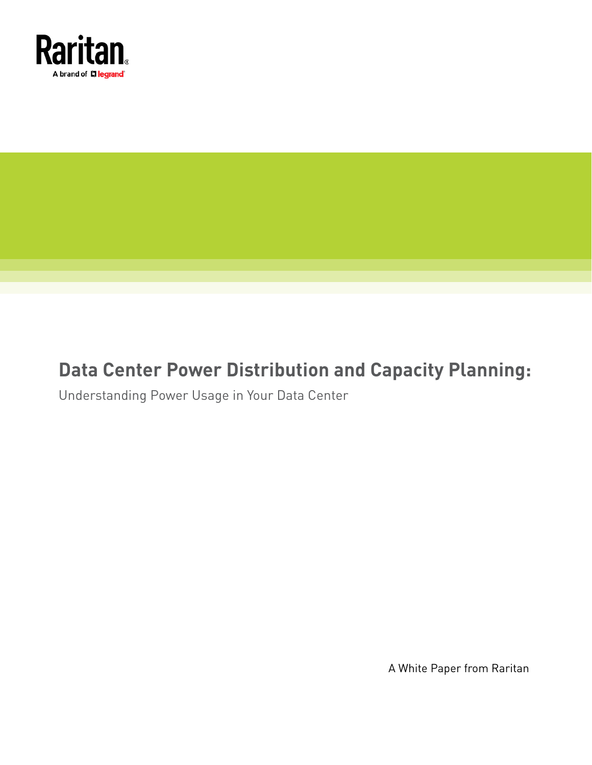Raritan

A brand of legrand

# Data Center Power Distribution and Capacity Planning:

Understanding Power Usage in Your Data Center

A White Paper from Raritan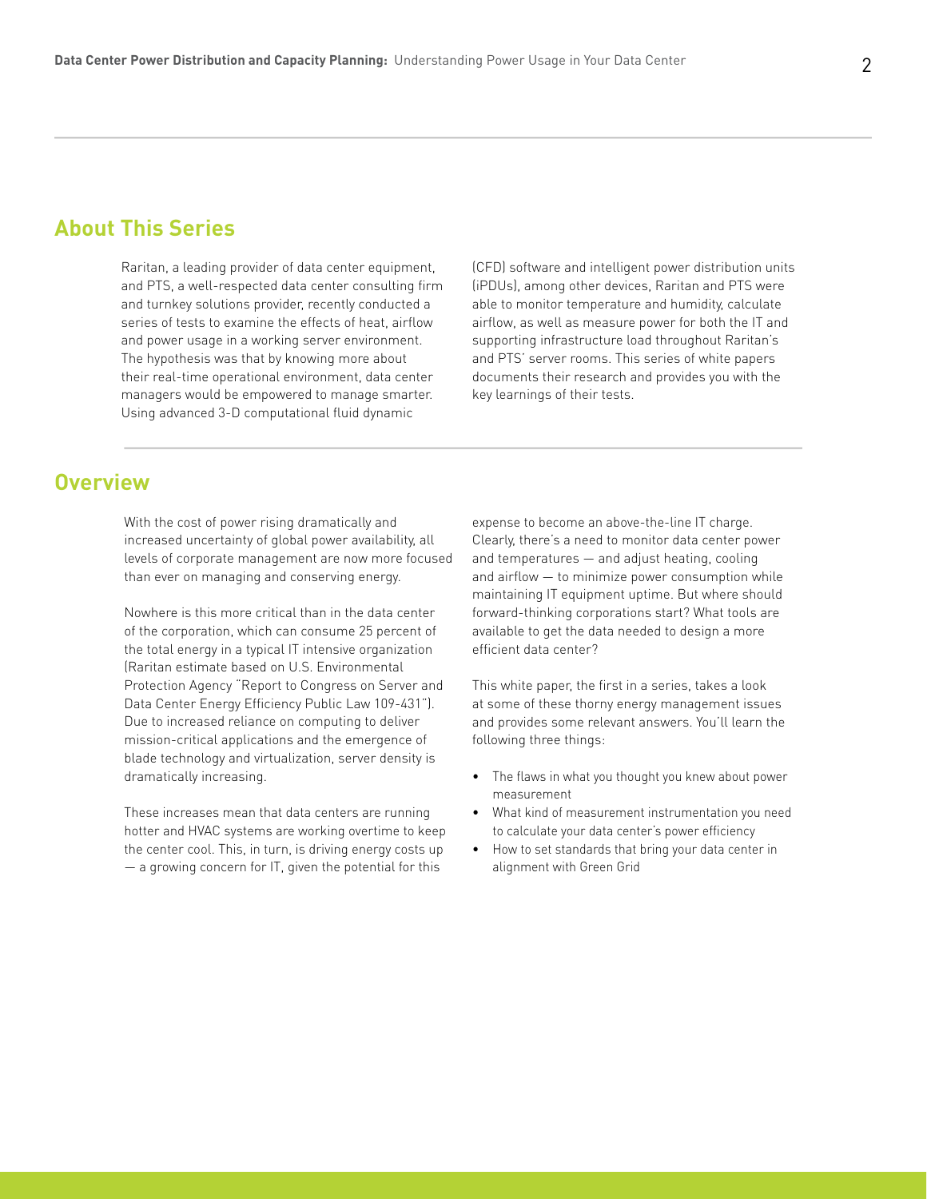## About This Series

Raritan, a leading provider of data center equipment, and PTS, a well-respected data center consulting firm and turnkey solutions provider, recently conducted a series of tests to examine the effects of heat, airflow and power usage in a working server environment. The hypothesis was that by knowing more about their real-time operational environment, data center managers would be empowered to manage smarter. Using advanced 3-D computational fluid dynamic (CFD) software and intelligent power distribution units (iPDUs), among other devices, Raritan and PTS were able to monitor temperature and humidity, calculate airflow, as well as measure power for both the IT and supporting infrastructure load throughout Raritan's and PTS' server rooms. This series of white papers documents their research and provides you with the key learnings of their tests.

## Overview

With the cost of power rising dramatically and increased uncertainty of global power availability, all levels of corporate management are now more focused than ever on managing and conserving energy.

Nowhere is this more critical than in the data center of the corporation, which can consume 25 percent of the total energy in a typical IT intensive organization (Raritan estimate based on U.S. Environmental Protection Agency "Report to Congress on Server and Data Center Energy Efficiency Public Law 109-431"). Due to increased reliance on computing to deliver mission-critical applications and the emergence of blade technology and virtualization, server density is dramatically increasing.

These increases mean that data centers are running hotter and HVAC systems are working overtime to keep the center cool. This, in turn, is driving energy costs up — a growing concern for IT, given the potential for this expense to become an above-the-line IT charge. Clearly, there's a need to monitor data center power and temperatures — and adjust heating, cooling and airflow — to minimize power consumption while maintaining IT equipment uptime. But where should forward-thinking corporations start? What tools are available to get the data needed to design a more efficient data center?

This white paper, the first in a series, takes a look at some of these thorny energy management issues and provides some relevant answers. You'll learn the following three things:

- The flaws in what you thought you knew about power measurement
- What kind of measurement instrumentation you need to calculate your data center's power efficiency
- How to set standards that bring your data center in alignment with Green Grid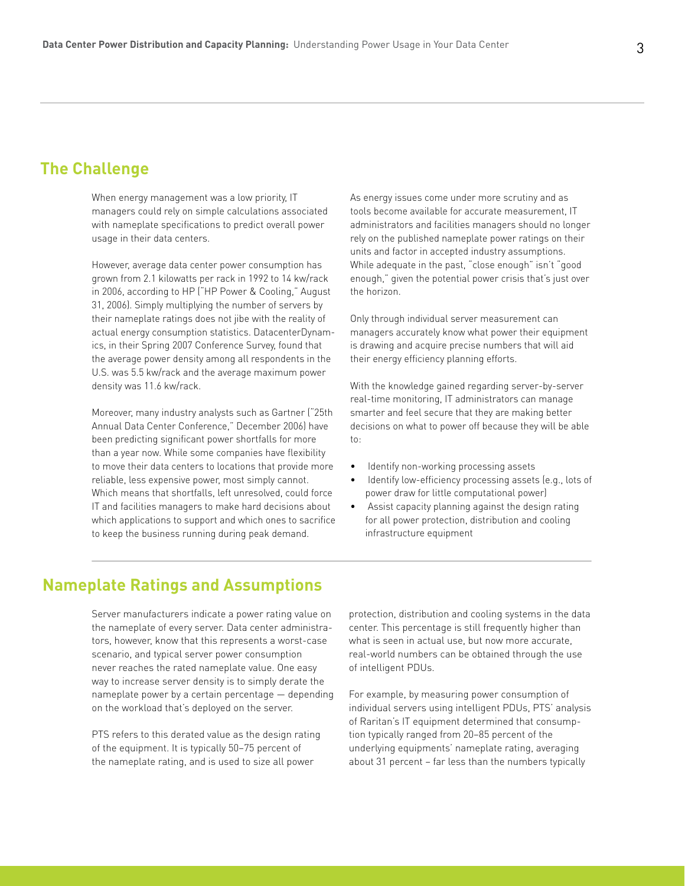## The Challenge

When energy management was a low priority, IT managers could rely on simple calculations associated with nameplate specifications to predict overall power usage in their data centers.

However, average data center power consumption has grown from 2.1 kilowatts per rack in 1992 to 14 kw/rack in 2006, according to HP ("HP Power & Cooling," August 31, 2006). Simply multiplying the number of servers by their nameplate ratings does not jibe with the reality of actual energy consumption statistics. DatacenterDynamics, in their Spring 2007 Conference Survey, found that the average power density among all respondents in the U.S. was 5.5 kw/rack and the average maximum power density was 11.6 kw/rack.

Moreover, many industry analysts such as Gartner ("25th Annual Data Center Conference," December 2006) have been predicting significant power shortfalls for more than a year now. While some companies have flexibility to move their data centers to locations that provide more reliable, less expensive power, most simply cannot. Which means that shortfalls, left unresolved, could force IT and facilities managers to make hard decisions about which applications to support and which ones to sacrifice to keep the business running during peak demand.

As energy issues come under more scrutiny and as tools become available for accurate measurement, IT administrators and facilities managers should no longer rely on the published nameplate power ratings on their units and factor in accepted industry assumptions. While adequate in the past, "close enough" isn't "good enough," given the potential power crisis that's just over the horizon.

Only through individual server measurement can managers accurately know what power their equipment is drawing and acquire precise numbers that will aid their energy efficiency planning efforts.

With the knowledge gained regarding server-by-server real-time monitoring, IT administrators can manage smarter and feel secure that they are making better decisions on what to power off because they will be able to:

- Identify non-working processing assets
- Identify low-efficiency processing assets (e.g., lots of power draw for little computational power)
- Assist capacity planning against the design rating for all power protection, distribution and cooling infrastructure equipment

## Nameplate Ratings and Assumptions

Server manufacturers indicate a power rating value on the nameplate of every server. Data center administrators, however, know that this represents a worst-case scenario, and typical server power consumption never reaches the rated nameplate value. One easy way to increase server density is to simply derate the nameplate power by a certain percentage — depending on the workload that's deployed on the server.

PTS refers to this derated value as the design rating of the equipment. It is typically 50–75 percent of the nameplate rating, and is used to size all power protection, distribution and cooling systems in the data center. This percentage is still frequently higher than what is seen in actual use, but now more accurate, real-world numbers can be obtained through the use of intelligent PDUs.

For example, by measuring power consumption of individual servers using intelligent PDUs, PTS' analysis of Raritan's IT equipment determined that consumption typically ranged from 20–85 percent of the underlying equipments' nameplate rating, averaging about 31 percent – far less than the numbers typically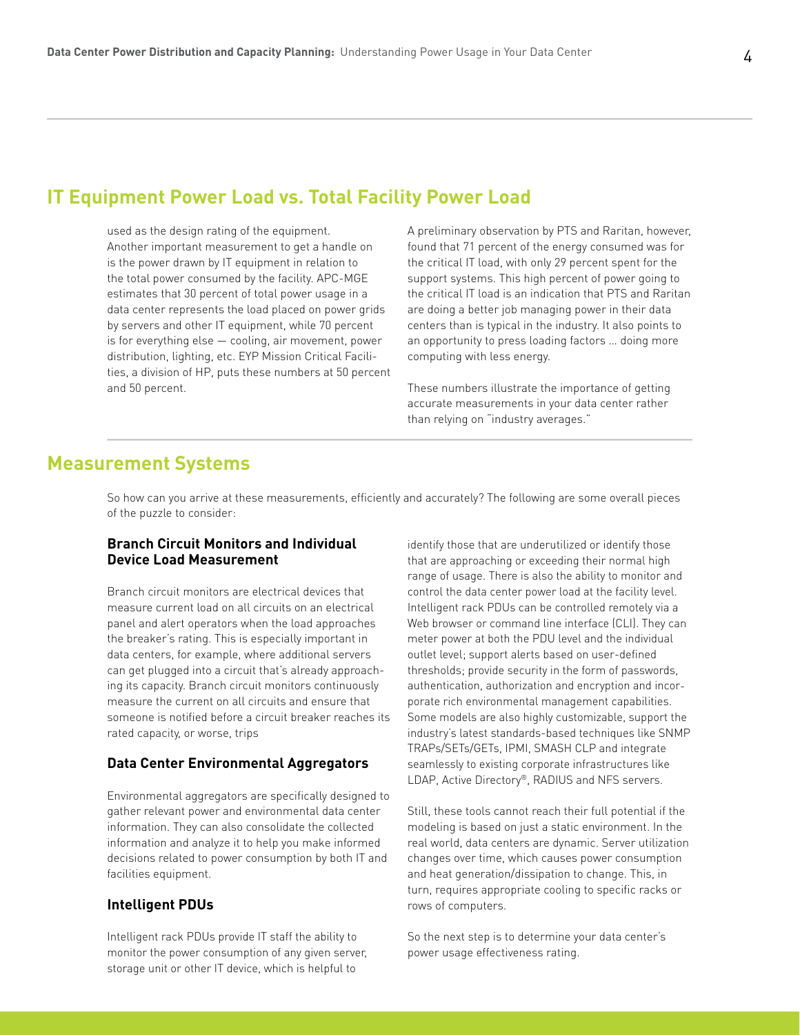## IT Equipment Power Load vs. Total Facility Power Load

used as the design rating of the equipment. Another important measurement to get a handle on is the power drawn by IT equipment in relation to the total power consumed by the facility. APC-MGE estimates that 30 percent of total power usage in a data center represents the load placed on power grids by servers and other IT equipment, while 70 percent is for everything else — cooling, air movement, power distribution, lighting, etc. EYP Mission Critical Facilities, a division of HP, puts these numbers at 50 percent and 50 percent.

A preliminary observation by PTS and Raritan, however, found that 71 percent of the energy consumed was for the critical IT load, with only 29 percent spent for the support systems. This high percent of power going to the critical IT load is an indication that PTS and Raritan are doing a better job managing power in their data centers than is typical in the industry. It also points to an opportunity to press loading factors ... doing more computing with less energy.

These numbers illustrate the importance of getting accurate measurements in your data center rather than relying on "industry averages."

## Measurement Systems

So how can you arrive at these measurements, efficiently and accurately? The following are some overall pieces of the puzzle to consider:

### Branch Circuit Monitors and Individual Device Load Measurement

Branch circuit monitors are electrical devices that measure current load on all circuits on an electrical panel and alert operators when the load approaches the breaker's rating. This is especially important in data centers, for example, where additional servers can get plugged into a circuit that's already approaching its capacity. Branch circuit monitors continuously measure the current on all circuits and ensure that someone is notified before a circuit breaker reaches its rated capacity, or worse, trips

### Data Center Environmental Aggregators

Environmental aggregators are specifically designed to gather relevant power and environmental data center information. They can also consolidate the collected information and analyze it to help you make informed decisions related to power consumption by both IT and facilities equipment.

### Intelligent PDUs

Intelligent rack PDUs provide IT staff the ability to monitor the power consumption of any given server, storage unit or other IT device, which is helpful to identify those that are underutilized or identify those that are approaching or exceeding their normal high range of usage. There is also the ability to monitor and control the data center power load at the facility level. Intelligent rack PDUs can be controlled remotely via a Web browser or command line interface (CLI). They can meter power at both the PDU level and the individual outlet level; support alerts based on user-defined thresholds; provide security in the form of passwords, authentication, authorization and encryption and incorporate rich environmental management capabilities. Some models are also highly customizable, support the industry's latest standards-based techniques like SNMP TRAPs/SETs/GETs, IPMI, SMASH CLP and integrate seamlessly to existing corporate infrastructures like LDAP, Active Directory®, RADIUS and NFS servers.

Still, these tools cannot reach their full potential if the modeling is based on just a static environment. In the real world, data centers are dynamic. Server utilization changes over time, which causes power consumption and heat generation/dissipation to change. This, in turn, requires appropriate cooling to specific racks or rows of computers.

So the next step is to determine your data center's power usage effectiveness rating.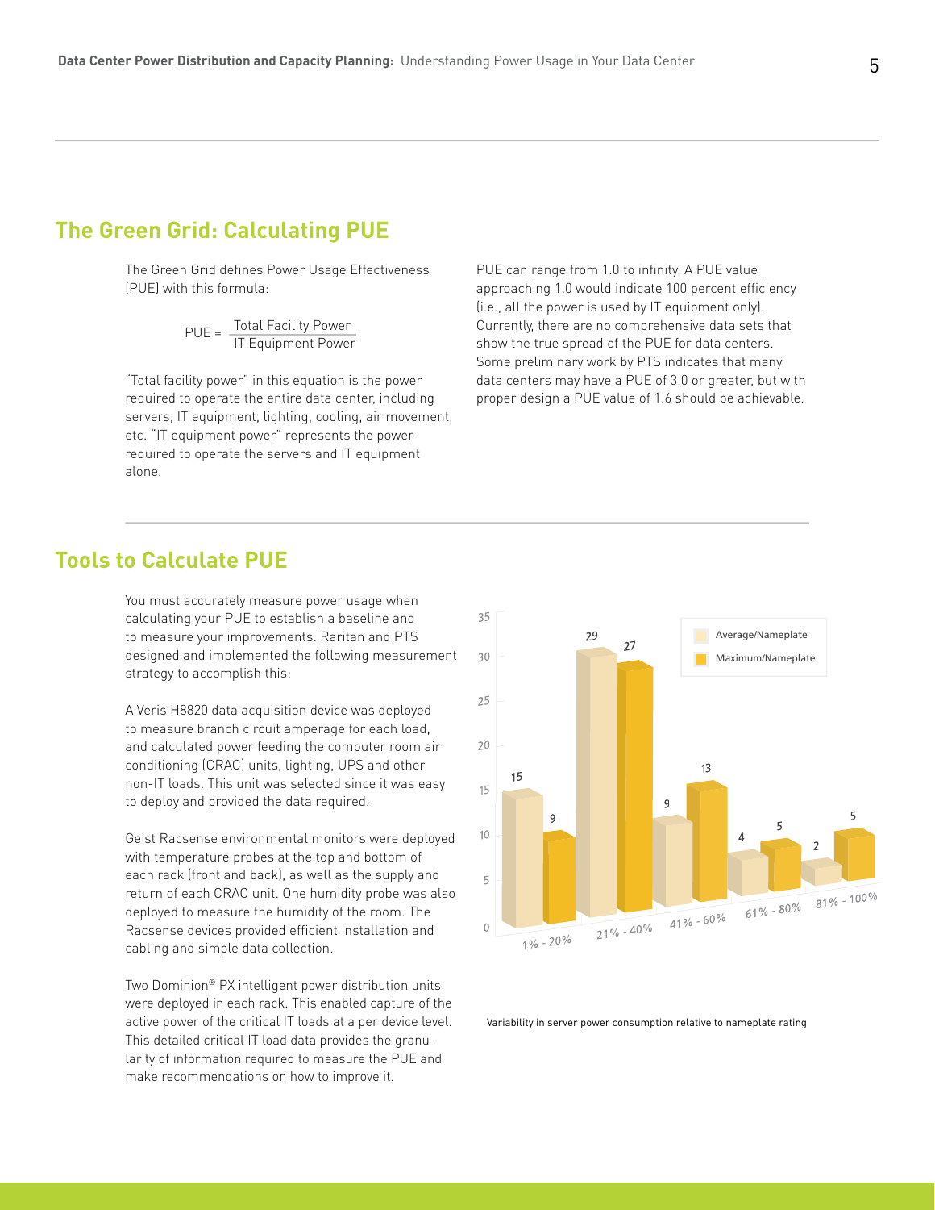## The Green Grid: Calculating PUE

The Green Grid defines Power Usage Effectiveness (PUE) with this formula:

$$PUE = \frac{\text{Total Facility Power}}{\text{IT Equipment Power}}$$

"Total facility power" in this equation is the power required to operate the entire data center, including servers, IT equipment, lighting, cooling, air movement, etc. "IT equipment power" represents the power required to operate the servers and IT equipment alone.

PUE can range from 1.0 to infinity. A PUE value approaching 1.0 would indicate 100 percent efficiency (i.e., all the power is used by IT equipment only). Currently, there are no comprehensive data sets that show the true spread of the PUE for data centers. Some preliminary work by PTS indicates that many data centers may have a PUE of 3.0 or greater, but with proper design a PUE value of 1.6 should be achievable.

## Tools to Calculate PUE

You must accurately measure power usage when calculating your PUE to establish a baseline and to measure your improvements. Raritan and PTS designed and implemented the following measurement strategy to accomplish this:

A Veris H8820 data acquisition device was deployed to measure branch circuit amperage for each load, and calculated power feeding the computer room air conditioning (CRAC) units, lighting, UPS and other non-IT loads. This unit was selected since it was easy to deploy and provided the data required.

Geist Racsense environmental monitors were deployed with temperature probes at the top and bottom of each rack (front and back), as well as the supply and return of each CRAC unit. One humidity probe was also deployed to measure the humidity of the room. The Racsense devices provided efficient installation and cabling and simple data collection.

Two Dominion® PX intelligent power distribution units were deployed in each rack. This enabled capture of the active power of the critical IT loads at a per device level. This detailed critical IT load data provides the granularity of information required to measure the PUE and make recommendations on how to improve it.

| | Average/Nameplate | Maximum/Nameplate |
|---|---|---|
| 1% - 20% | 15 | 9 |
| 21% - 40% | 29 | 27 |
| 41% - 60% | 9 | 13 |
| 61% - 80% | 4 | 5 |
| 81% - 100% | 2 | 5 |

Variability in server power consumption relative to nameplate rating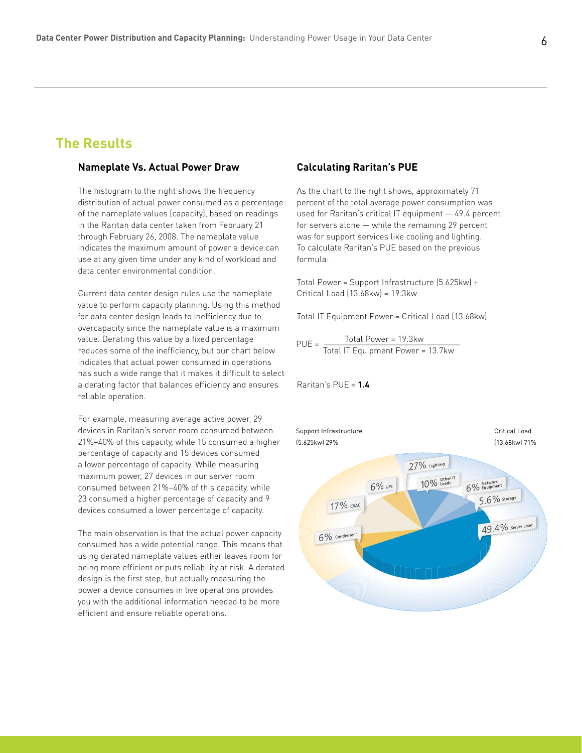## The Results

### Nameplate Vs. Actual Power Draw

The histogram to the right shows the frequency distribution of actual power consumed as a percentage of the nameplate values (capacity), based on readings in the Raritan data center taken from February 21 through February 26, 2008. The nameplate value indicates the maximum amount of power a device can use at any given time under any kind of workload and data center environmental condition.

Current data center design rules use the nameplate value to perform capacity planning. Using this method for data center design leads to inefficiency due to overcapacity since the nameplate value is a maximum value. Derating this value by a fixed percentage reduces some of the inefficiency, but our chart below indicates that actual power consumed in operations has such a wide range that it makes it difficult to select a derating factor that balances efficiency and ensures reliable operation.

For example, measuring average active power, 29 devices in Raritan's server room consumed between 21%–40% of this capacity, while 15 consumed a higher percentage of capacity and 15 devices consumed a lower percentage of capacity. While measuring maximum power, 27 devices in our server room consumed between 21%–40% of this capacity, while 23 consumed a higher percentage of capacity and 9 devices consumed a lower percentage of capacity.

The main observation is that the actual power capacity consumed has a wide potential range. This means that using derated nameplate values either leaves room for being more efficient or puts reliability at risk. A derated design is the first step, but actually measuring the power a device consumes in live operations provides you with the additional information needed to be more efficient and ensure reliable operations.

### Calculating Raritan's PUE

As the chart to the right shows, approximately 71 percent of the total average power consumption was used for Raritan's critical IT equipment — 49.4 percent for servers alone — while the remaining 29 percent was for support services like cooling and lighting. To calculate Raritan's PUE based on the previous formula:

Total Power = Support Infrastructure (5.625kw) + Critical Load (13.68kw) = 19.3kw

Total IT Equipment Power = Critical Load (13.68kw)

$$\text{PUE} = \frac{\text{Total Power} = 19.3\text{kw}}{\text{Total IT Equipment Power} = 13.7\text{kw}}$$

Raritan's PUE = **1.4**

Support Infrastructure (5.625kw) 29%

Critical Load (13.68kw) 71%

.27% Lighting
6% UPS
10% Other IT Loads
6% Network Equipment
17% CRAC
5.6% Storage
49.4% Server Load
6% Condenser 1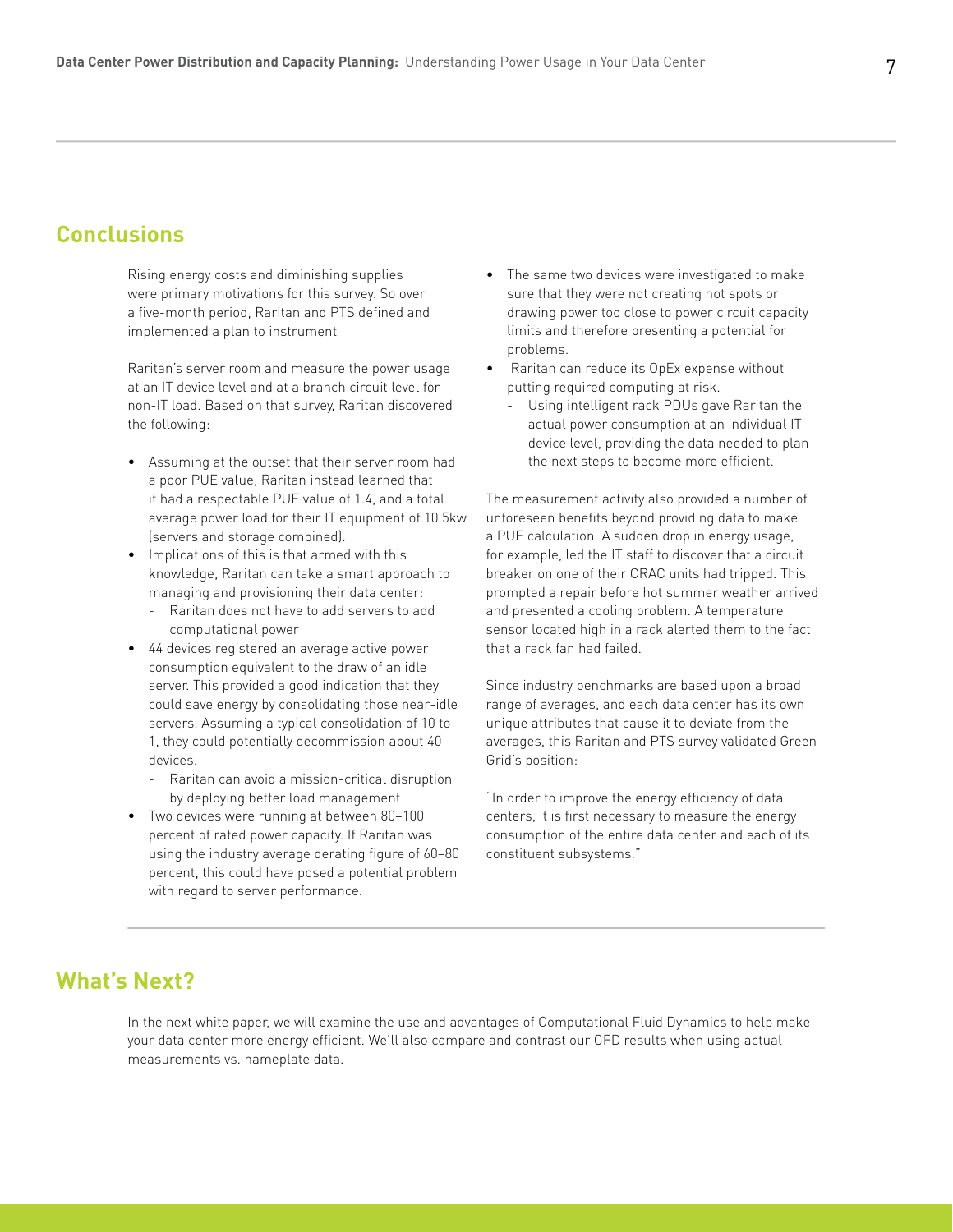## Conclusions

Rising energy costs and diminishing supplies were primary motivations for this survey. So over a five-month period, Raritan and PTS defined and implemented a plan to instrument

Raritan's server room and measure the power usage at an IT device level and at a branch circuit level for non-IT load. Based on that survey, Raritan discovered the following:

- Assuming at the outset that their server room had a poor PUE value, Raritan instead learned that it had a respectable PUE value of 1.4, and a total average power load for their IT equipment of 10.5kw (servers and storage combined).
- Implications of this is that armed with this knowledge, Raritan can take a smart approach to managing and provisioning their data center:
  - Raritan does not have to add servers to add computational power
- 44 devices registered an average active power consumption equivalent to the draw of an idle server. This provided a good indication that they could save energy by consolidating those near-idle servers. Assuming a typical consolidation of 10 to 1, they could potentially decommission about 40 devices.
  - Raritan can avoid a mission-critical disruption by deploying better load management
- Two devices were running at between 80–100 percent of rated power capacity. If Raritan was using the industry average derating figure of 60–80 percent, this could have posed a potential problem with regard to server performance.
- The same two devices were investigated to make sure that they were not creating hot spots or drawing power too close to power circuit capacity limits and therefore presenting a potential for problems.
- Raritan can reduce its OpEx expense without putting required computing at risk.
  - Using intelligent rack PDUs gave Raritan the actual power consumption at an individual IT device level, providing the data needed to plan the next steps to become more efficient.

The measurement activity also provided a number of unforeseen benefits beyond providing data to make a PUE calculation. A sudden drop in energy usage, for example, led the IT staff to discover that a circuit breaker on one of their CRAC units had tripped. This prompted a repair before hot summer weather arrived and presented a cooling problem. A temperature sensor located high in a rack alerted them to the fact that a rack fan had failed.

Since industry benchmarks are based upon a broad range of averages, and each data center has its own unique attributes that cause it to deviate from the averages, this Raritan and PTS survey validated Green Grid's position:

"In order to improve the energy efficiency of data centers, it is first necessary to measure the energy consumption of the entire data center and each of its constituent subsystems."

## What's Next?

In the next white paper, we will examine the use and advantages of Computational Fluid Dynamics to help make your data center more energy efficient. We'll also compare and contrast our CFD results when using actual measurements vs. nameplate data.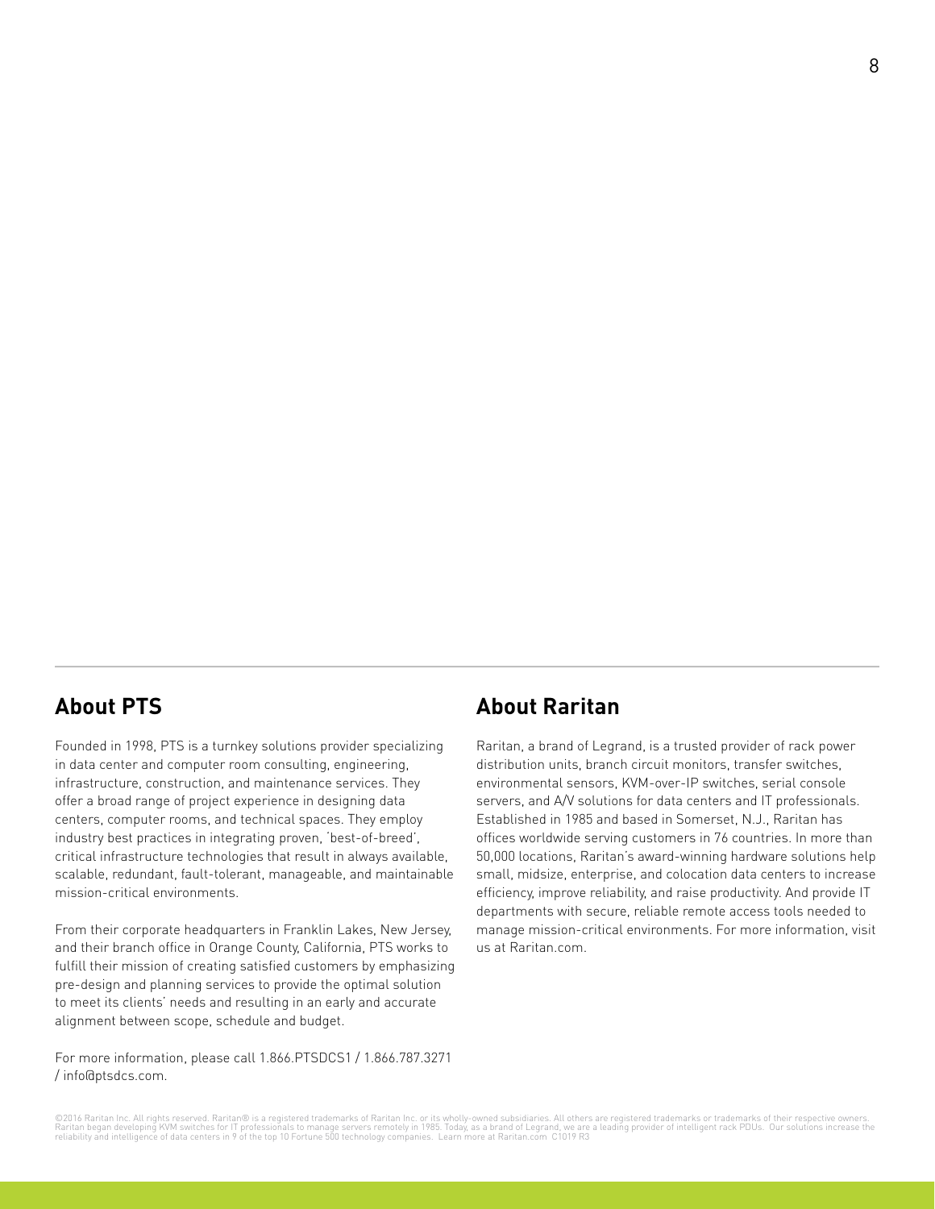## About PTS

Founded in 1998, PTS is a turnkey solutions provider specializing in data center and computer room consulting, engineering, infrastructure, construction, and maintenance services. They offer a broad range of project experience in designing data centers, computer rooms, and technical spaces. They employ industry best practices in integrating proven, 'best-of-breed', critical infrastructure technologies that result in always available, scalable, redundant, fault-tolerant, manageable, and maintainable mission-critical environments.

From their corporate headquarters in Franklin Lakes, New Jersey, and their branch office in Orange County, California, PTS works to fulfill their mission of creating satisfied customers by emphasizing pre-design and planning services to provide the optimal solution to meet its clients' needs and resulting in an early and accurate alignment between scope, schedule and budget.

For more information, please call 1.866.PTSDCS1 / 1.866.787.3271 / info@ptsdcs.com.

## About Raritan

Raritan, a brand of Legrand, is a trusted provider of rack power distribution units, branch circuit monitors, transfer switches, environmental sensors, KVM-over-IP switches, serial console servers, and A/V solutions for data centers and IT professionals. Established in 1985 and based in Somerset, N.J., Raritan has offices worldwide serving customers in 76 countries. In more than 50,000 locations, Raritan's award-winning hardware solutions help small, midsize, enterprise, and colocation data centers to increase efficiency, improve reliability, and raise productivity. And provide IT departments with secure, reliable remote access tools needed to manage mission-critical environments. For more information, visit us at Raritan.com.

©2016 Raritan Inc. All rights reserved. Raritan® is a registered trademarks of Raritan Inc. or its wholly-owned subsidiaries. All others are registered trademarks or trademarks of their respective owners. Raritan began developing KVM switches for IT professionals to manage servers remotely in 1985. Today, as a brand of Legrand, we are a leading provider of intelligent rack PDUs. Our solutions increase the reliability and intelligence of data centers in 9 of the top 10 Fortune 500 technology companies. Learn more at Raritan.com C1019 R3